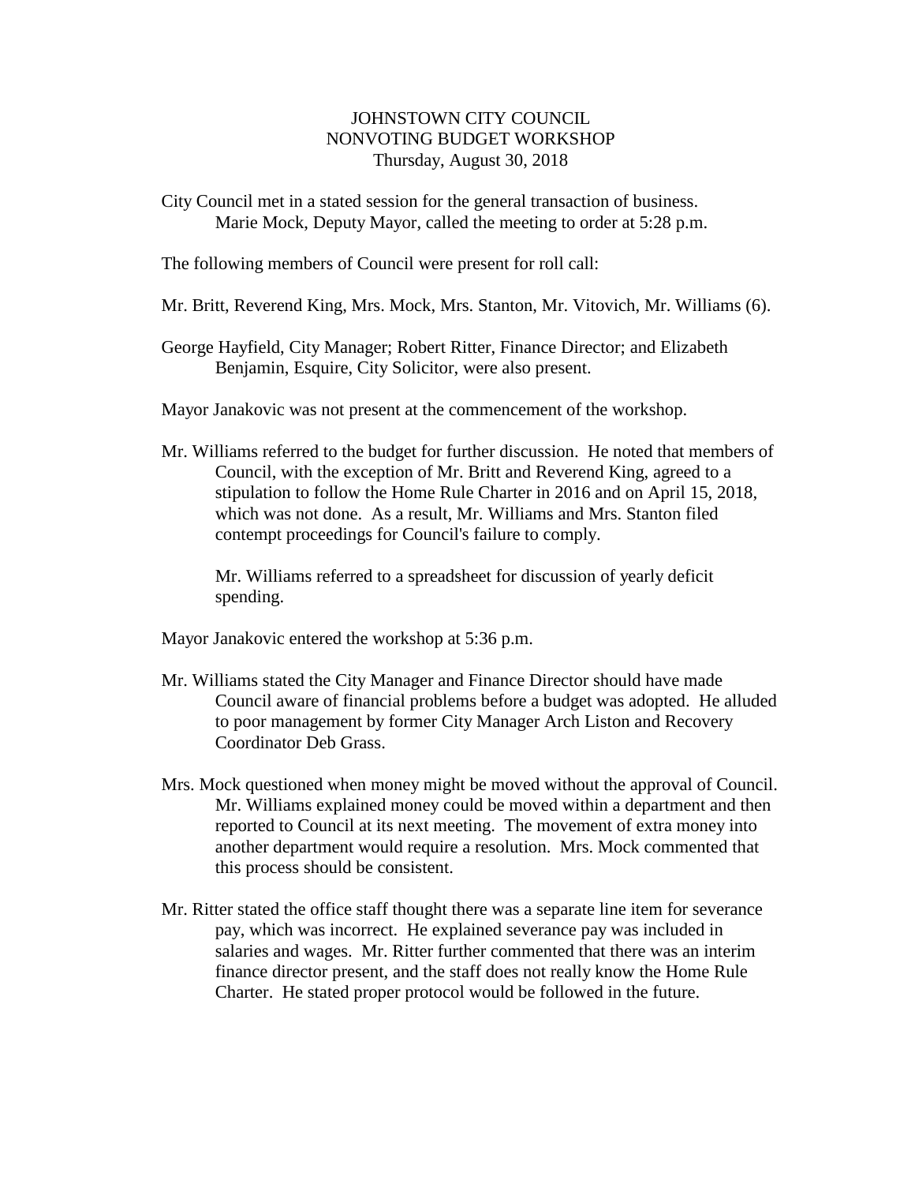# JOHNSTOWN CITY COUNCIL
## NONVOTING BUDGET WORKSHOP
### Thursday, August 30, 2018

City Council met in a stated session for the general transaction of business. Marie Mock, Deputy Mayor, called the meeting to order at 5:28 p.m.

The following members of Council were present for roll call:

Mr. Britt, Reverend King, Mrs. Mock, Mrs. Stanton, Mr. Vitovich, Mr. Williams (6).

George Hayfield, City Manager; Robert Ritter, Finance Director; and Elizabeth Benjamin, Esquire, City Solicitor, were also present.

Mayor Janakovic was not present at the commencement of the workshop.

Mr. Williams referred to the budget for further discussion. He noted that members of Council, with the exception of Mr. Britt and Reverend King, agreed to a stipulation to follow the Home Rule Charter in 2016 and on April 15, 2018, which was not done. As a result, Mr. Williams and Mrs. Stanton filed contempt proceedings for Council's failure to comply.

Mr. Williams referred to a spreadsheet for discussion of yearly deficit spending.

Mayor Janakovic entered the workshop at 5:36 p.m.

Mr. Williams stated the City Manager and Finance Director should have made Council aware of financial problems before a budget was adopted. He alluded to poor management by former City Manager Arch Liston and Recovery Coordinator Deb Grass.

Mrs. Mock questioned when money might be moved without the approval of Council. Mr. Williams explained money could be moved within a department and then reported to Council at its next meeting. The movement of extra money into another department would require a resolution. Mrs. Mock commented that this process should be consistent.

Mr. Ritter stated the office staff thought there was a separate line item for severance pay, which was incorrect. He explained severance pay was included in salaries and wages. Mr. Ritter further commented that there was an interim finance director present, and the staff does not really know the Home Rule Charter. He stated proper protocol would be followed in the future.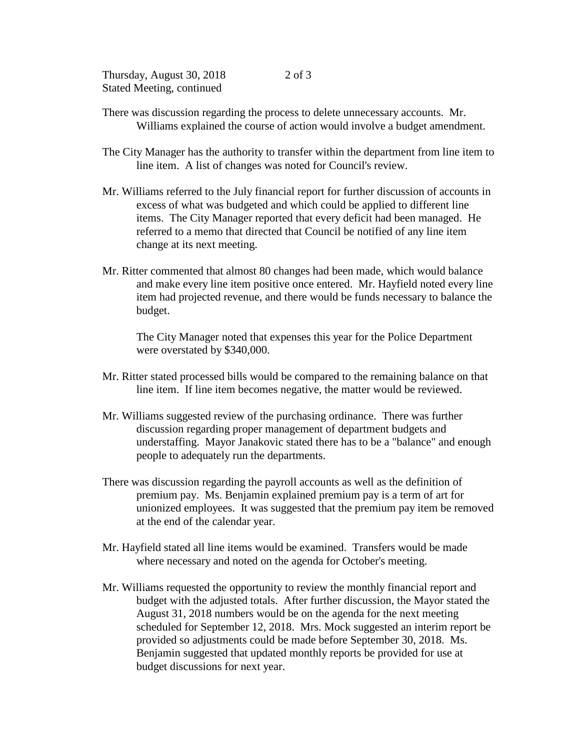There was discussion regarding the process to delete unnecessary accounts. Mr. Williams explained the course of action would involve a budget amendment.

The City Manager has the authority to transfer within the department from line item to line item. A list of changes was noted for Council's review.

Mr. Williams referred to the July financial report for further discussion of accounts in excess of what was budgeted and which could be applied to different line items. The City Manager reported that every deficit had been managed. He referred to a memo that directed that Council be notified of any line item change at its next meeting.

Mr. Ritter commented that almost 80 changes had been made, which would balance and make every line item positive once entered. Mr. Hayfield noted every line item had projected revenue, and there would be funds necessary to balance the budget.

The City Manager noted that expenses this year for the Police Department were overstated by $340,000.

Mr. Ritter stated processed bills would be compared to the remaining balance on that line item. If line item becomes negative, the matter would be reviewed.

Mr. Williams suggested review of the purchasing ordinance. There was further discussion regarding proper management of department budgets and understaffing. Mayor Janakovic stated there has to be a "balance" and enough people to adequately run the departments.

There was discussion regarding the payroll accounts as well as the definition of premium pay. Ms. Benjamin explained premium pay is a term of art for unionized employees. It was suggested that the premium pay item be removed at the end of the calendar year.

Mr. Hayfield stated all line items would be examined. Transfers would be made where necessary and noted on the agenda for October's meeting.

Mr. Williams requested the opportunity to review the monthly financial report and budget with the adjusted totals. After further discussion, the Mayor stated the August 31, 2018 numbers would be on the agenda for the next meeting scheduled for September 12, 2018. Mrs. Mock suggested an interim report be provided so adjustments could be made before September 30, 2018. Ms. Benjamin suggested that updated monthly reports be provided for use at budget discussions for next year.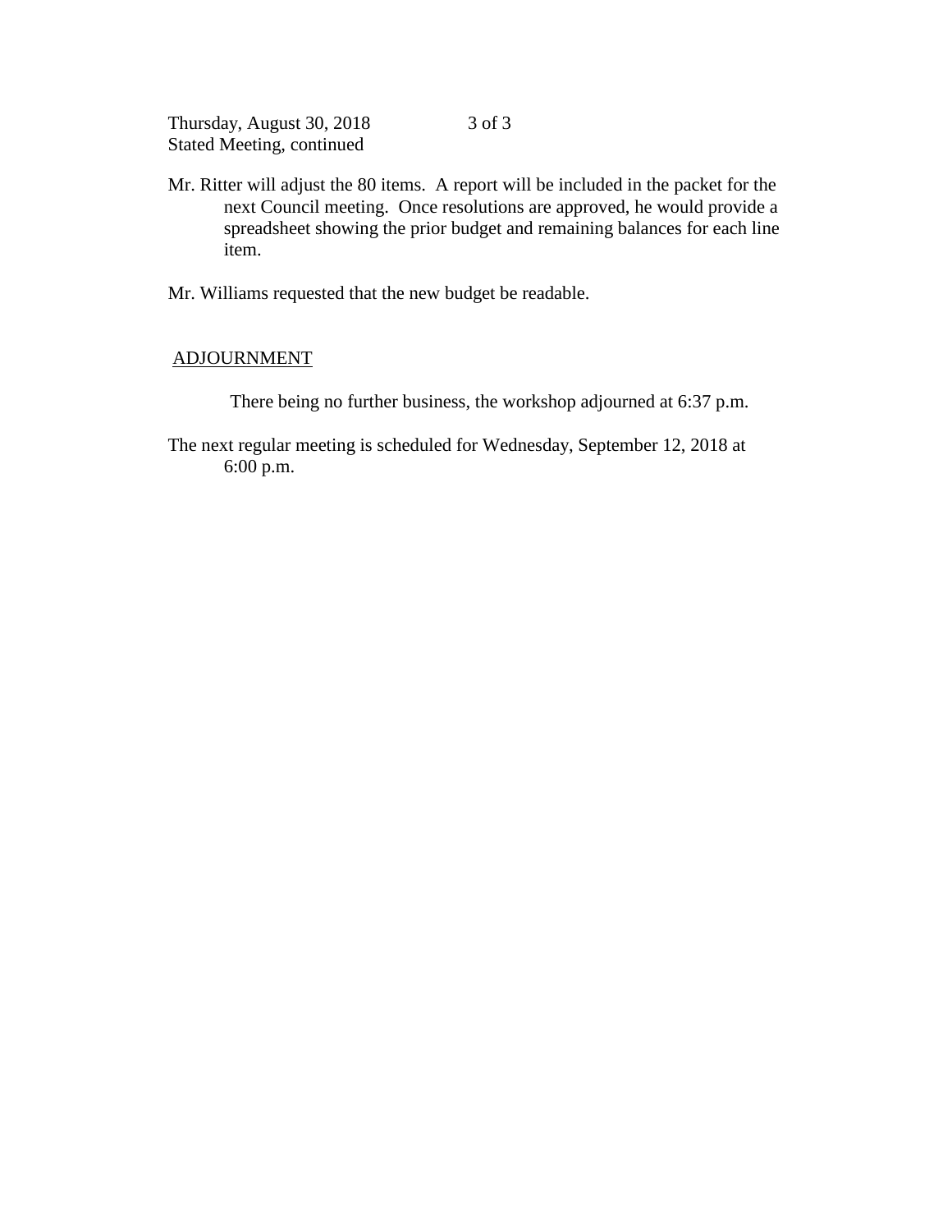Mr. Ritter will adjust the 80 items. A report will be included in the packet for the next Council meeting. Once resolutions are approved, he would provide a spreadsheet showing the prior budget and remaining balances for each line item.

Mr. Williams requested that the new budget be readable.

## ADJOURNMENT

There being no further business, the workshop adjourned at 6:37 p.m.

The next regular meeting is scheduled for Wednesday, September 12, 2018 at 6:00 p.m.